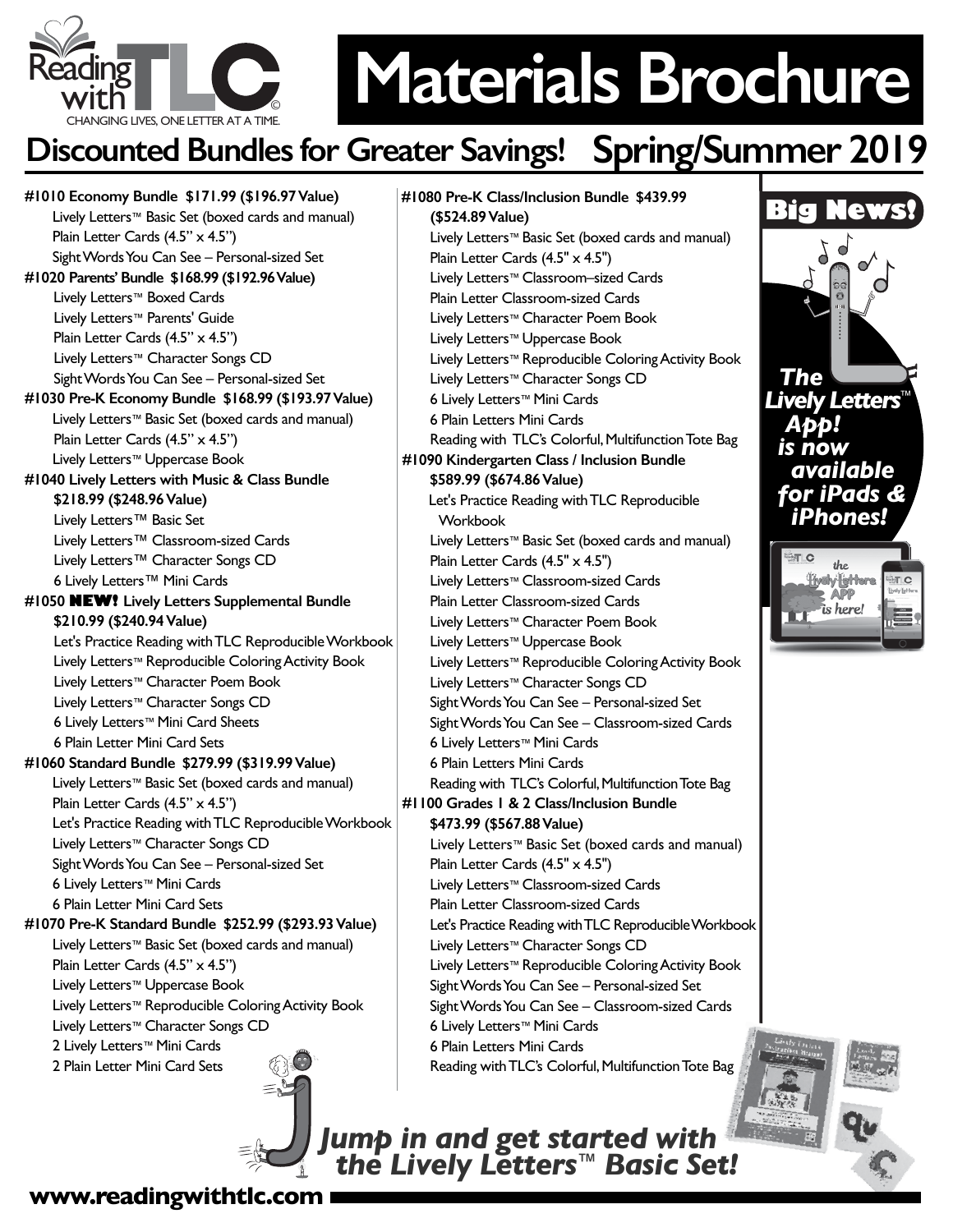Reading with TLC
CHANGING LIVES, ONE LETTER AT A TIME.

# Materials Brochure

## Discounted Bundles for Greater Savings! Spring/Summer 2019

**#1010 Economy Bundle $171.99 ($196.97 Value)**
- Lively Letters™ Basic Set (boxed cards and manual)
- Plain Letter Cards (4.5" x 4.5")
- Sight Words You Can See – Personal-sized Set

**#1020 Parents' Bundle $168.99 ($192.96 Value)**
- Lively Letters™ Boxed Cards
- Lively Letters™ Parents' Guide
- Plain Letter Cards (4.5" x 4.5")
- Lively Letters™ Character Songs CD
- Sight Words You Can See – Personal-sized Set

**#1030 Pre-K Economy Bundle $168.99 ($193.97 Value)**
- Lively Letters™ Basic Set (boxed cards and manual)
- Plain Letter Cards (4.5" x 4.5")
- Lively Letters™ Uppercase Book

**#1040 Lively Letters with Music & Class Bundle $218.99 ($248.96 Value)**
- Lively Letters™ Basic Set
- Lively Letters™ Classroom-sized Cards
- Lively Letters™ Character Songs CD
- 6 Lively Letters™ Mini Cards

**#1050 NEW! Lively Letters Supplemental Bundle $210.99 ($240.94 Value)**
- Let's Practice Reading with TLC Reproducible Workbook
- Lively Letters™ Reproducible Coloring Activity Book
- Lively Letters™ Character Poem Book
- Lively Letters™ Character Songs CD
- 6 Lively Letters™ Mini Card Sheets
- 6 Plain Letter Mini Card Sets

**#1060 Standard Bundle $279.99 ($319.99 Value)**
- Lively Letters™ Basic Set (boxed cards and manual)
- Plain Letter Cards (4.5" x 4.5")
- Let's Practice Reading with TLC Reproducible Workbook
- Lively Letters™ Character Songs CD
- Sight Words You Can See – Personal-sized Set
- 6 Lively Letters™ Mini Cards
- 6 Plain Letter Mini Card Sets

**#1070 Pre-K Standard Bundle $252.99 ($293.93 Value)**
- Lively Letters™ Basic Set (boxed cards and manual)
- Plain Letter Cards (4.5" x 4.5")
- Lively Letters™ Uppercase Book
- Lively Letters™ Reproducible Coloring Activity Book
- Lively Letters™ Character Songs CD
- 2 Lively Letters™ Mini Cards
- 2 Plain Letter Mini Card Sets

**#1080 Pre-K Class/Inclusion Bundle $439.99 ($524.89 Value)**
- Lively Letters™ Basic Set (boxed cards and manual)
- Plain Letter Cards (4.5" x 4.5")
- Lively Letters™ Classroom–sized Cards
- Plain Letter Classroom-sized Cards
- Lively Letters™ Character Poem Book
- Lively Letters™ Uppercase Book
- Lively Letters™ Reproducible Coloring Activity Book
- Lively Letters™ Character Songs CD
- 6 Lively Letters™ Mini Cards
- 6 Plain Letters Mini Cards
- Reading with TLC's Colorful, Multifunction Tote Bag

**#1090 Kindergarten Class / Inclusion Bundle $589.99 ($674.86 Value)**
- Let's Practice Reading with TLC Reproducible Workbook
- Lively Letters™ Basic Set (boxed cards and manual)
- Plain Letter Cards (4.5" x 4.5")
- Lively Letters™ Classroom-sized Cards
- Plain Letter Classroom-sized Cards
- Lively Letters™ Character Poem Book
- Lively Letters™ Uppercase Book
- Lively Letters™ Reproducible Coloring Activity Book
- Lively Letters™ Character Songs CD
- Sight Words You Can See – Personal-sized Set
- Sight Words You Can See – Classroom-sized Cards
- 6 Lively Letters™ Mini Cards
- 6 Plain Letters Mini Cards
- Reading with TLC's Colorful, Multifunction Tote Bag

**#1100 Grades 1 & 2 Class/Inclusion Bundle $473.99 ($567.88 Value)**
- Lively Letters™ Basic Set (boxed cards and manual)
- Plain Letter Cards (4.5" x 4.5")
- Lively Letters™ Classroom-sized Cards
- Plain Letter Classroom-sized Cards
- Let's Practice Reading with TLC Reproducible Workbook
- Lively Letters™ Character Songs CD
- Lively Letters™ Reproducible Coloring Activity Book
- Sight Words You Can See – Personal-sized Set
- Sight Words You Can See – Classroom-sized Cards
- 6 Lively Letters™ Mini Cards
- 6 Plain Letters Mini Cards
- Reading with TLC's Colorful, Multifunction Tote Bag

**Big News!**

***The Lively Letters™ App! is now available for iPads & iPhones!***

***Jump in and get started with the Lively Letters™ Basic Set!***

**www.readingwithtlc.com**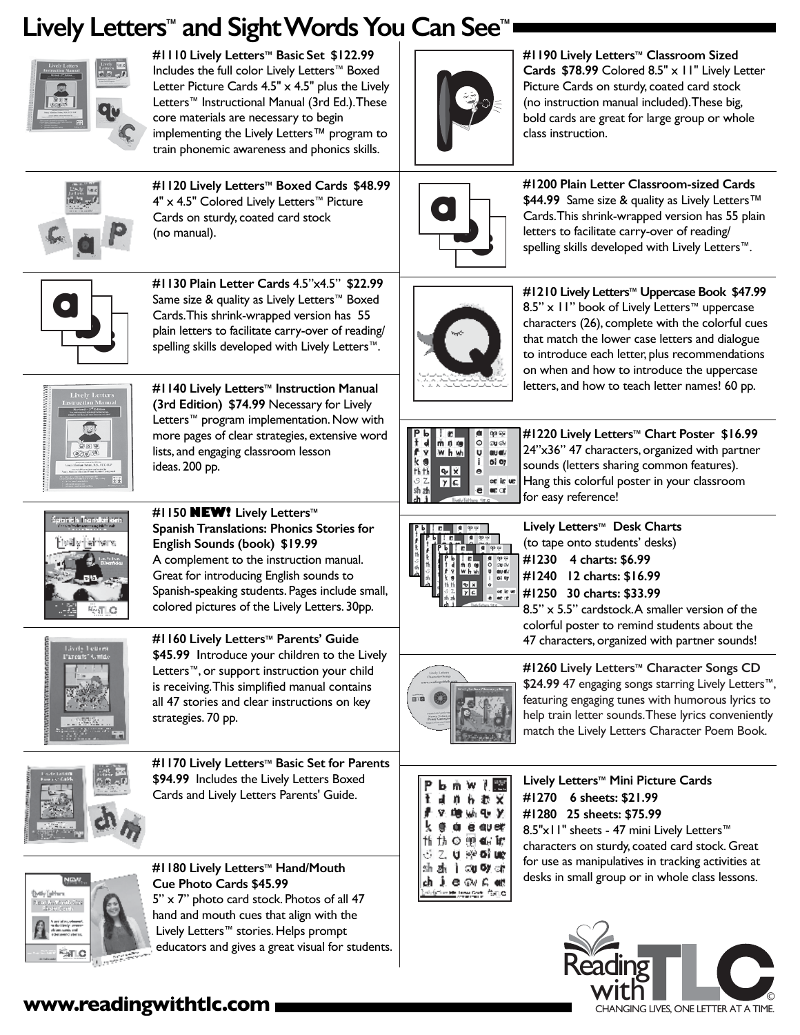# Lively Letters™ and Sight Words You Can See™

**#1110 Lively Letters™ Basic Set $122.99** Includes the full color Lively Letters™ Boxed Letter Picture Cards 4.5" x 4.5" plus the Lively Letters™ Instructional Manual (3rd Ed.). These core materials are necessary to begin implementing the Lively Letters™ program to train phonemic awareness and phonics skills.

**#1120 Lively Letters™ Boxed Cards $48.99** 4" x 4.5" Colored Lively Letters™ Picture Cards on sturdy, coated card stock (no manual).

**#1130 Plain Letter Cards** 4.5"x4.5" **$22.99** Same size & quality as Lively Letters™ Boxed Cards. This shrink-wrapped version has 55 plain letters to facilitate carry-over of reading/ spelling skills developed with Lively Letters™.

**#1140 Lively Letters™ Instruction Manual (3rd Edition) $74.99** Necessary for Lively Letters™ program implementation. Now with more pages of clear strategies, extensive word lists, and engaging classroom lesson ideas. 200 pp.

**#1150 NEW! Lively Letters™ Spanish Translations: Phonics Stories for English Sounds (book) $19.99** A complement to the instruction manual. Great for introducing English sounds to Spanish-speaking students. Pages include small, colored pictures of the Lively Letters. 30pp.

**#1160 Lively Letters™ Parents' Guide $45.99** Introduce your children to the Lively Letters™, or support instruction your child is receiving. This simplified manual contains all 47 stories and clear instructions on key strategies. 70 pp.

**#1170 Lively Letters™ Basic Set for Parents $94.99** Includes the Lively Letters Boxed Cards and Lively Letters Parents' Guide.

**#1180 Lively Letters™ Hand/Mouth Cue Photo Cards $45.99** 5" x 7" photo card stock. Photos of all 47 hand and mouth cues that align with the Lively Letters™ stories. Helps prompt educators and gives a great visual for students.

**#1190 Lively Letters™ Classroom Sized Cards $78.99** Colored 8.5" x 11" Lively Letter Picture Cards on sturdy, coated card stock (no instruction manual included). These big, bold cards are great for large group or whole class instruction.

**#1200 Plain Letter Classroom-sized Cards $44.99** Same size & quality as Lively Letters™ Cards. This shrink-wrapped version has 55 plain letters to facilitate carry-over of reading/ spelling skills developed with Lively Letters™.

**#1210 Lively Letters™ Uppercase Book $47.99** 8.5" x 11" book of Lively Letters™ uppercase characters (26), complete with the colorful cues that match the lower case letters and dialogue to introduce each letter, plus recommendations on when and how to introduce the uppercase letters, and how to teach letter names! 60 pp.

**#1220 Lively Letters™ Chart Poster $16.99** 24"x36" 47 characters, organized with partner sounds (letters sharing common features). Hang this colorful poster in your classroom for easy reference!

**Lively Letters™ Desk Charts**
(to tape onto students' desks)
**#1230 4 charts: $6.99**
**#1240 12 charts: $16.99**
**#1250 30 charts: $33.99**
8.5" x 5.5" cardstock. A smaller version of the colorful poster to remind students about the 47 characters, organized with partner sounds!

**#1260 Lively Letters™ Character Songs CD $24.99** 47 engaging songs starring Lively Letters™, featuring engaging tunes with humorous lyrics to help train letter sounds. These lyrics conveniently match the Lively Letters Character Poem Book.

**Lively Letters™ Mini Picture Cards**
**#1270 6 sheets: $21.99**
**#1280 25 sheets: $75.99**
8.5"x11" sheets - 47 mini Lively Letters™ characters on sturdy, coated card stock. Great for use as manipulatives in tracking activities at desks in small group or in whole class lessons.

Reading with TLC©
CHANGING LIVES, ONE LETTER AT A TIME.

**www.readingwithtlc.com**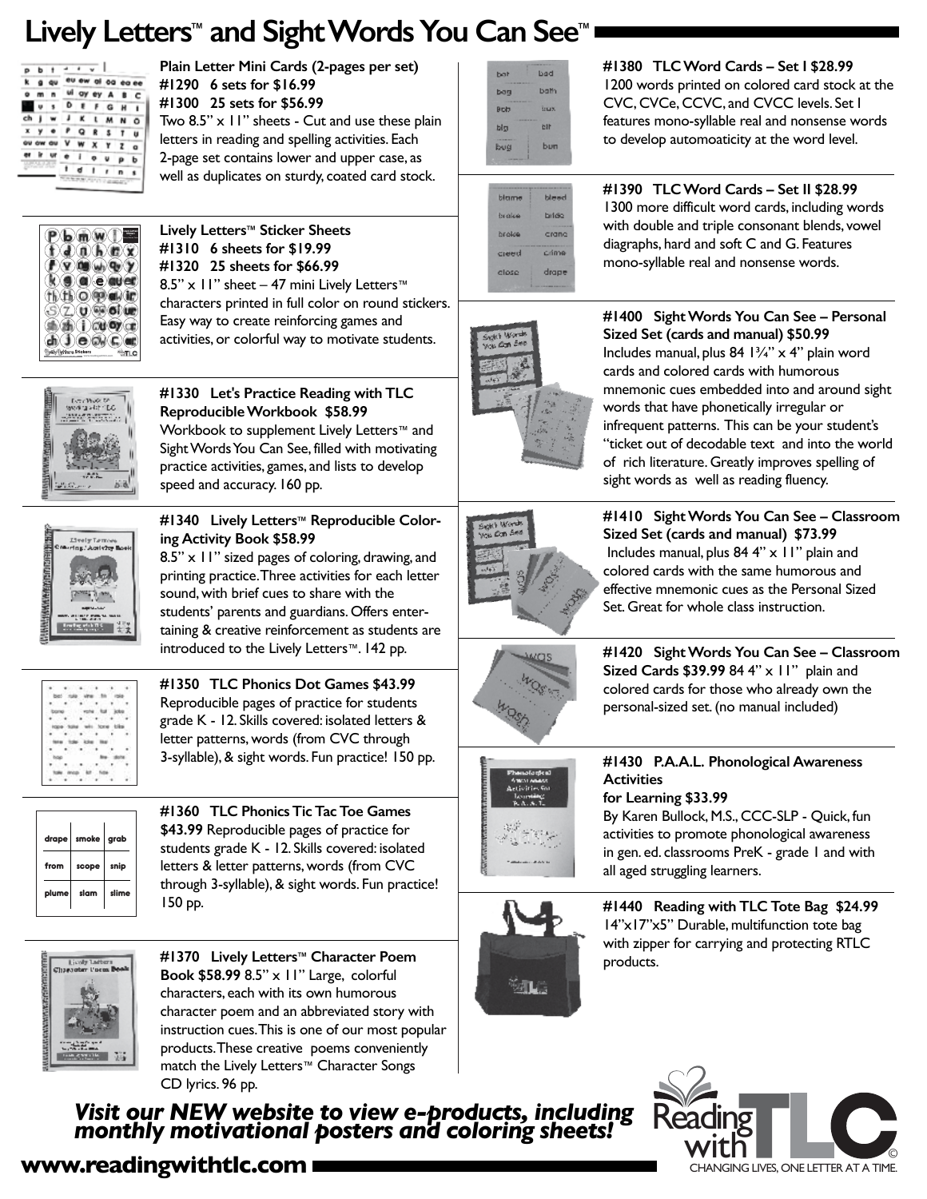# Lively Letters™ and Sight Words You Can See™

**Plain Letter Mini Cards (2-pages per set)**
**#1290 6 sets for $16.99**
**#1300 25 sets for $56.99**
Two 8.5" x 11" sheets - Cut and use these plain letters in reading and spelling activities. Each 2-page set contains lower and upper case, as well as duplicates on sturdy, coated card stock.

**Lively Letters™ Sticker Sheets**
**#1310 6 sheets for $19.99**
**#1320 25 sheets for $66.99**
8.5" x 11" sheet – 47 mini Lively Letters™ characters printed in full color on round stickers. Easy way to create reinforcing games and activities, or colorful way to motivate students.

**#1330 Let's Practice Reading with TLC Reproducible Workbook $58.99**
Workbook to supplement Lively Letters™ and Sight Words You Can See, filled with motivating practice activities, games, and lists to develop speed and accuracy. 160 pp.

**#1340 Lively Letters™ Reproducible Coloring Activity Book $58.99**
8.5" x 11" sized pages of coloring, drawing, and printing practice. Three activities for each letter sound, with brief cues to share with the students' parents and guardians. Offers entertaining & creative reinforcement as students are introduced to the Lively Letters™. 142 pp.

**#1350 TLC Phonics Dot Games $43.99**
Reproducible pages of practice for students grade K - 12. Skills covered: isolated letters & letter patterns, words (from CVC through 3-syllable), & sight words. Fun practice! 150 pp.

**#1360 TLC Phonics Tic Tac Toe Games $43.99** Reproducible pages of practice for students grade K - 12. Skills covered: isolated letters & letter patterns, words (from CVC through 3-syllable), & sight words. Fun practice! 150 pp.

**#1370 Lively Letters™ Character Poem Book $58.99** 8.5" x 11" Large, colorful characters, each with its own humorous character poem and an abbreviated story with instruction cues. This is one of our most popular products. These creative poems conveniently match the Lively Letters™ Character Songs CD lyrics. 96 pp.

**#1380 TLC Word Cards – Set I $28.99**
1200 words printed on colored card stock at the CVC, CVCe, CCVC, and CVCC levels. Set I features mono-syllable real and nonsense words to develop automoaticity at the word level.

**#1390 TLC Word Cards – Set II $28.99**
1300 more difficult word cards, including words with double and triple consonant blends, vowel diagraphs, hard and soft C and G. Features mono-syllable real and nonsense words.

**#1400 Sight Words You Can See – Personal Sized Set (cards and manual) $50.99**
Includes manual, plus 84 1¾" x 4" plain word cards and colored cards with humorous mnemonic cues embedded into and around sight words that have phonetically irregular or infrequent patterns. This can be your student's "ticket out of decodable text and into the world of rich literature. Greatly improves spelling of sight words as well as reading fluency.

**#1410 Sight Words You Can See – Classroom Sized Set (cards and manual) $73.99**
Includes manual, plus 84 4" x 11" plain and colored cards with the same humorous and effective mnemonic cues as the Personal Sized Set. Great for whole class instruction.

**#1420 Sight Words You Can See – Classroom Sized Cards $39.99** 84 4" x 11" plain and colored cards for those who already own the personal-sized set. (no manual included)

**#1430 P.A.A.L. Phonological Awareness Activities for Learning $33.99**
By Karen Bullock, M.S., CCC-SLP - Quick, fun activities to promote phonological awareness in gen. ed. classrooms PreK - grade 1 and with all aged struggling learners.

**#1440 Reading with TLC Tote Bag $24.99**
14"x17"x5" Durable, multifunction tote bag with zipper for carrying and protecting RTLC products.

***Visit our NEW website to view e-products, including monthly motivational posters and coloring sheets!***

**www.readingwithtlc.com**

Reading with TLC©
CHANGING LIVES, ONE LETTER AT A TIME.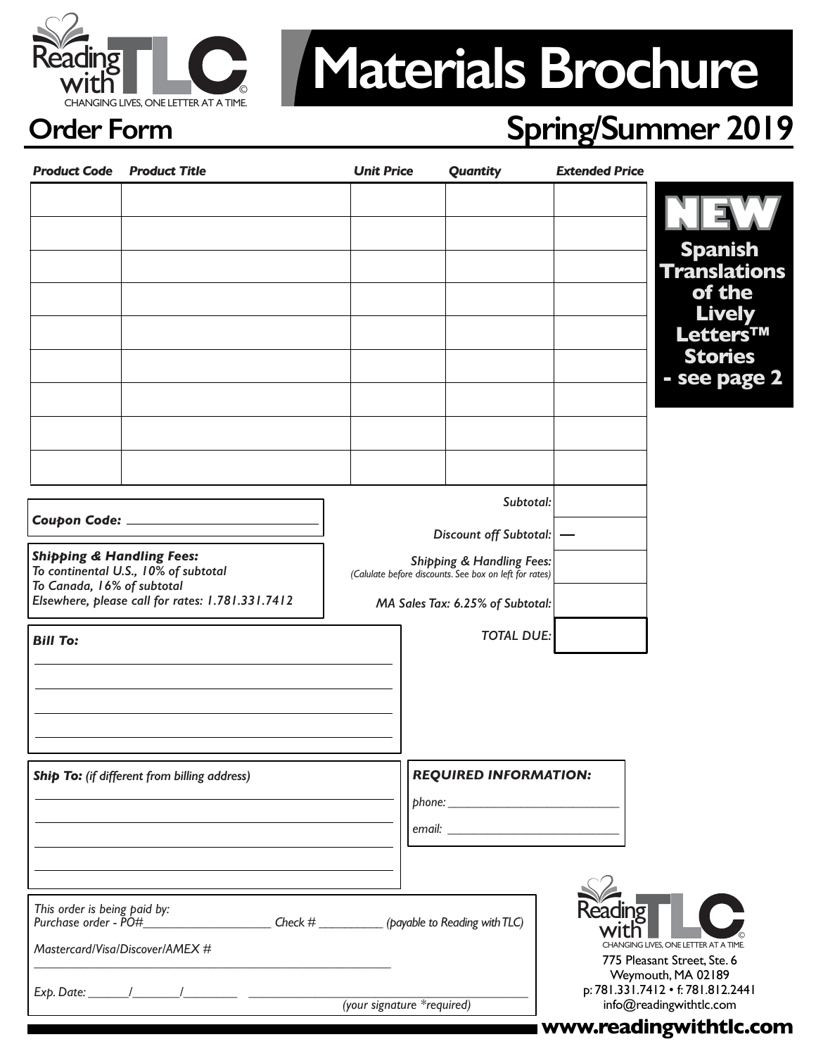Reading with TLC
CHANGING LIVES, ONE LETTER AT A TIME.

# Materials Brochure

## Order Form

## Spring/Summer 2019

| *Product Code* | *Product Title* | *Unit Price* | *Quantity* | *Extended Price* |
|---|---|---|---|---|
| | | | | |
| | | | | |
| | | | | |
| | | | | |
| | | | | |
| | | | | |
| | | | | |
| | | | | |
| | | | | |

**NEW**
**Spanish Translations of the Lively Letters™ Stories - see page 2**

***Coupon Code:*** ____________________

***Shipping & Handling Fees:***
*To continental U.S., 10% of subtotal*
*To Canada, 16% of subtotal*
*Elsewhere, please call for rates: 1.781.331.7412*

| | |
|---|---|
| *Subtotal:* | |
| *Discount off Subtotal:* | — |
| *Shipping & Handling Fees:* *(Calulate before discounts. See box on left for rates)* | |
| *MA Sales Tax: 6.25% of Subtotal:* | |
| *TOTAL DUE:* | |

***Bill To:***

____________________

____________________

____________________

____________________

***Ship To:*** *(if different from billing address)*

____________________

____________________

____________________

____________________

***REQUIRED INFORMATION:***

*phone:* ____________________

*email:* ____________________

*This order is being paid by:*
*Purchase order - PO#*____________________ *Check #* __________ *(payable to Reading with TLC)*

*Mastercard/Visa/Discover/AMEX #*
____________________________________________

*Exp. Date:* ______/_______/________ ____________________________
*(your signature \*required)*

Reading with TLC
CHANGING LIVES, ONE LETTER AT A TIME.
775 Pleasant Street, Ste. 6
Weymouth, MA 02189
p: 781.331.7412 • f: 781.812.2441
info@readingwithtlc.com

**www.readingwithtlc.com**